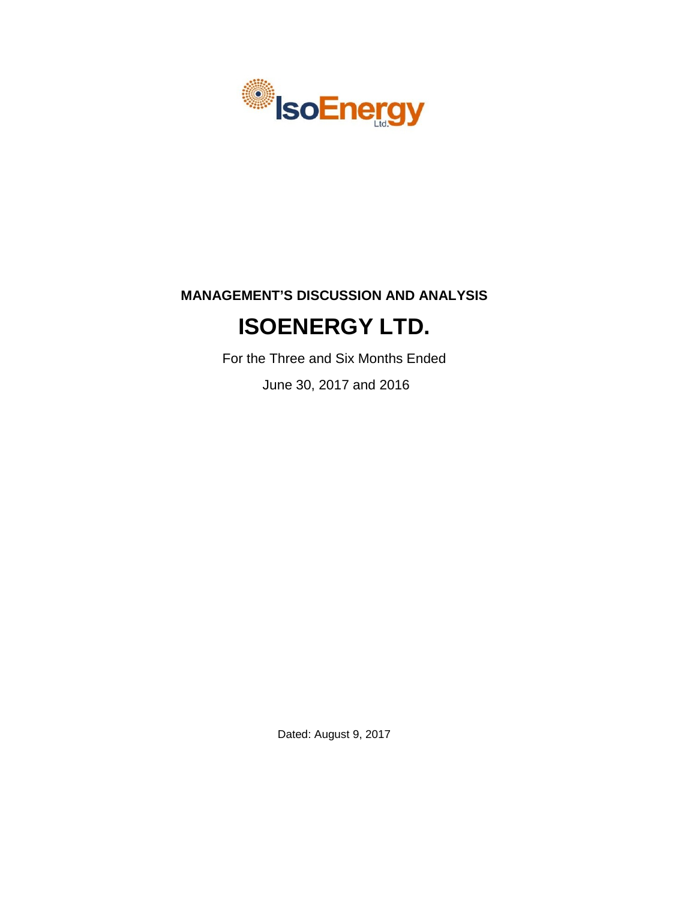IsoEnergy Ltd.

**MANAGEMENT'S DISCUSSION AND ANALYSIS**

# ISOENERGY LTD.

For the Three and Six Months Ended

June 30, 2017 and 2016

Dated: August 9, 2017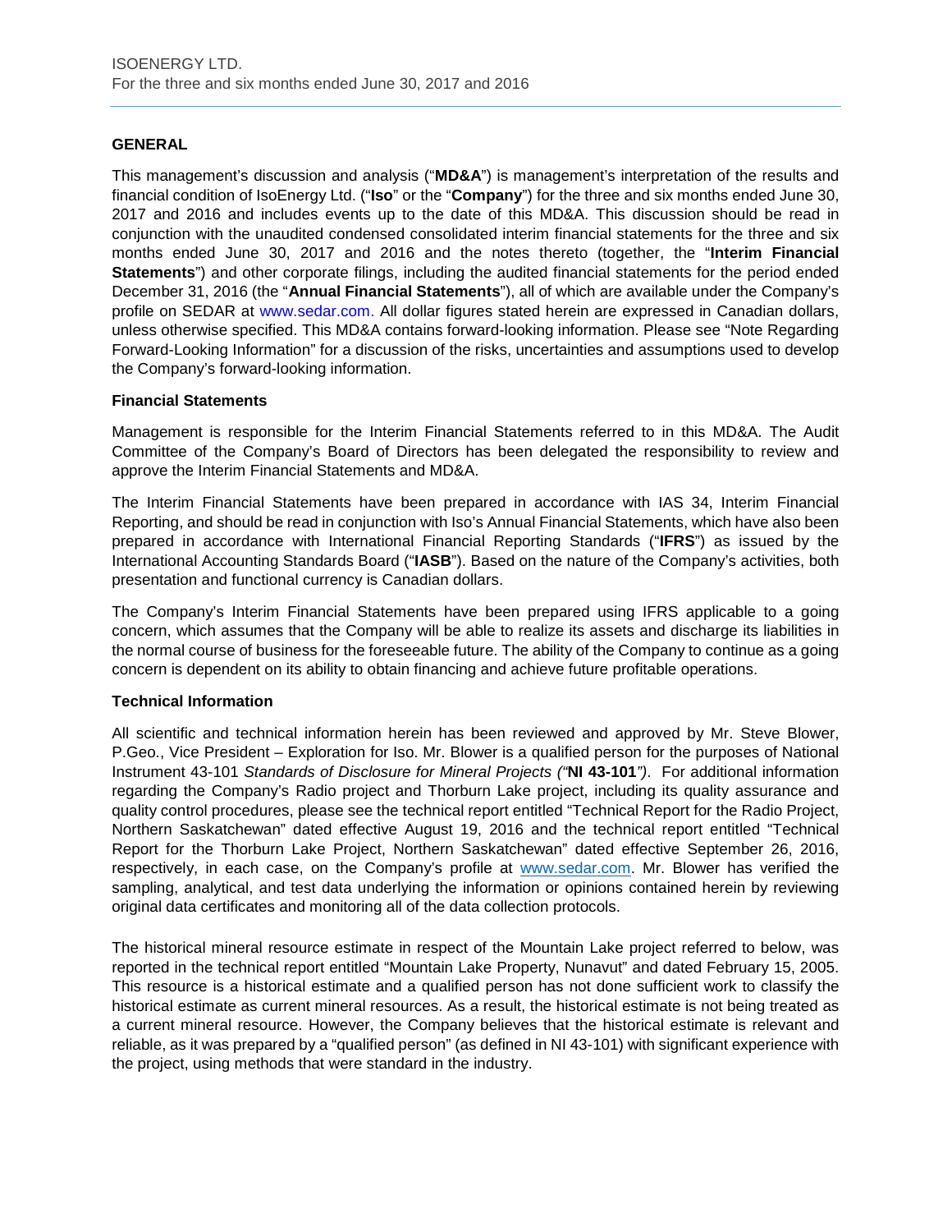## GENERAL

This management's discussion and analysis ("**MD&A**") is management's interpretation of the results and financial condition of IsoEnergy Ltd. ("**Iso**" or the "**Company**") for the three and six months ended June 30, 2017 and 2016 and includes events up to the date of this MD&A. This discussion should be read in conjunction with the unaudited condensed consolidated interim financial statements for the three and six months ended June 30, 2017 and 2016 and the notes thereto (together, the "**Interim Financial Statements**") and other corporate filings, including the audited financial statements for the period ended December 31, 2016 (the "**Annual Financial Statements**"), all of which are available under the Company's profile on SEDAR at www.sedar.com. All dollar figures stated herein are expressed in Canadian dollars, unless otherwise specified. This MD&A contains forward-looking information. Please see "Note Regarding Forward-Looking Information" for a discussion of the risks, uncertainties and assumptions used to develop the Company's forward-looking information.

### Financial Statements

Management is responsible for the Interim Financial Statements referred to in this MD&A. The Audit Committee of the Company's Board of Directors has been delegated the responsibility to review and approve the Interim Financial Statements and MD&A.

The Interim Financial Statements have been prepared in accordance with IAS 34, Interim Financial Reporting, and should be read in conjunction with Iso's Annual Financial Statements, which have also been prepared in accordance with International Financial Reporting Standards ("**IFRS**") as issued by the International Accounting Standards Board ("**IASB**"). Based on the nature of the Company's activities, both presentation and functional currency is Canadian dollars.

The Company's Interim Financial Statements have been prepared using IFRS applicable to a going concern, which assumes that the Company will be able to realize its assets and discharge its liabilities in the normal course of business for the foreseeable future. The ability of the Company to continue as a going concern is dependent on its ability to obtain financing and achieve future profitable operations.

### Technical Information

All scientific and technical information herein has been reviewed and approved by Mr. Steve Blower, P.Geo., Vice President – Exploration for Iso. Mr. Blower is a qualified person for the purposes of National Instrument 43-101 *Standards of Disclosure for Mineral Projects ("***NI 43-101***")*. For additional information regarding the Company's Radio project and Thorburn Lake project, including its quality assurance and quality control procedures, please see the technical report entitled "Technical Report for the Radio Project, Northern Saskatchewan" dated effective August 19, 2016 and the technical report entitled "Technical Report for the Thorburn Lake Project, Northern Saskatchewan" dated effective September 26, 2016, respectively, in each case, on the Company's profile at www.sedar.com. Mr. Blower has verified the sampling, analytical, and test data underlying the information or opinions contained herein by reviewing original data certificates and monitoring all of the data collection protocols.

The historical mineral resource estimate in respect of the Mountain Lake project referred to below, was reported in the technical report entitled "Mountain Lake Property, Nunavut" and dated February 15, 2005. This resource is a historical estimate and a qualified person has not done sufficient work to classify the historical estimate as current mineral resources. As a result, the historical estimate is not being treated as a current mineral resource. However, the Company believes that the historical estimate is relevant and reliable, as it was prepared by a "qualified person" (as defined in NI 43-101) with significant experience with the project, using methods that were standard in the industry.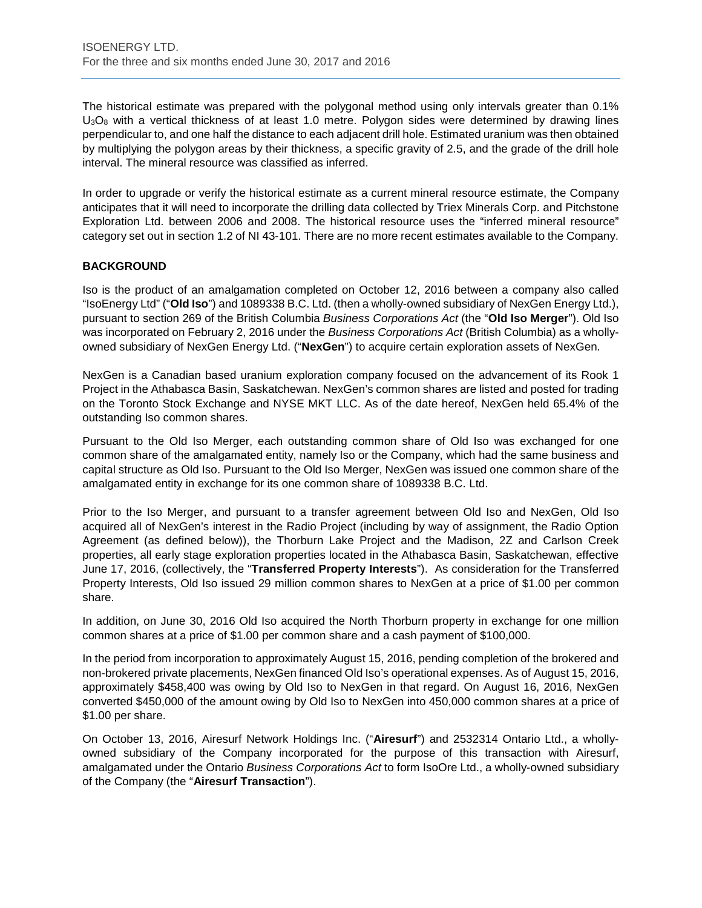The historical estimate was prepared with the polygonal method using only intervals greater than 0.1% $U_3O_8$ with a vertical thickness of at least 1.0 metre. Polygon sides were determined by drawing lines perpendicular to, and one half the distance to each adjacent drill hole. Estimated uranium was then obtained by multiplying the polygon areas by their thickness, a specific gravity of 2.5, and the grade of the drill hole interval. The mineral resource was classified as inferred.

In order to upgrade or verify the historical estimate as a current mineral resource estimate, the Company anticipates that it will need to incorporate the drilling data collected by Triex Minerals Corp. and Pitchstone Exploration Ltd. between 2006 and 2008. The historical resource uses the "inferred mineral resource" category set out in section 1.2 of NI 43-101. There are no more recent estimates available to the Company.

## BACKGROUND

Iso is the product of an amalgamation completed on October 12, 2016 between a company also called "IsoEnergy Ltd" ("**Old Iso**") and 1089338 B.C. Ltd. (then a wholly-owned subsidiary of NexGen Energy Ltd.), pursuant to section 269 of the British Columbia *Business Corporations Act* (the "**Old Iso Merger**"). Old Iso was incorporated on February 2, 2016 under the *Business Corporations Act* (British Columbia) as a wholly-owned subsidiary of NexGen Energy Ltd. ("**NexGen**") to acquire certain exploration assets of NexGen.

NexGen is a Canadian based uranium exploration company focused on the advancement of its Rook 1 Project in the Athabasca Basin, Saskatchewan. NexGen's common shares are listed and posted for trading on the Toronto Stock Exchange and NYSE MKT LLC. As of the date hereof, NexGen held 65.4% of the outstanding Iso common shares.

Pursuant to the Old Iso Merger, each outstanding common share of Old Iso was exchanged for one common share of the amalgamated entity, namely Iso or the Company, which had the same business and capital structure as Old Iso. Pursuant to the Old Iso Merger, NexGen was issued one common share of the amalgamated entity in exchange for its one common share of 1089338 B.C. Ltd.

Prior to the Iso Merger, and pursuant to a transfer agreement between Old Iso and NexGen, Old Iso acquired all of NexGen's interest in the Radio Project (including by way of assignment, the Radio Option Agreement (as defined below)), the Thorburn Lake Project and the Madison, 2Z and Carlson Creek properties, all early stage exploration properties located in the Athabasca Basin, Saskatchewan, effective June 17, 2016, (collectively, the "**Transferred Property Interests**"). As consideration for the Transferred Property Interests, Old Iso issued 29 million common shares to NexGen at a price of $1.00 per common share.

In addition, on June 30, 2016 Old Iso acquired the North Thorburn property in exchange for one million common shares at a price of $1.00 per common share and a cash payment of $100,000.

In the period from incorporation to approximately August 15, 2016, pending completion of the brokered and non-brokered private placements, NexGen financed Old Iso's operational expenses. As of August 15, 2016, approximately $458,400 was owing by Old Iso to NexGen in that regard. On August 16, 2016, NexGen converted $450,000 of the amount owing by Old Iso to NexGen into 450,000 common shares at a price of $1.00 per share.

On October 13, 2016, Airesurf Network Holdings Inc. ("**Airesurf**") and 2532314 Ontario Ltd., a wholly-owned subsidiary of the Company incorporated for the purpose of this transaction with Airesurf, amalgamated under the Ontario *Business Corporations Act* to form IsoOre Ltd., a wholly-owned subsidiary of the Company (the "**Airesurf Transaction**").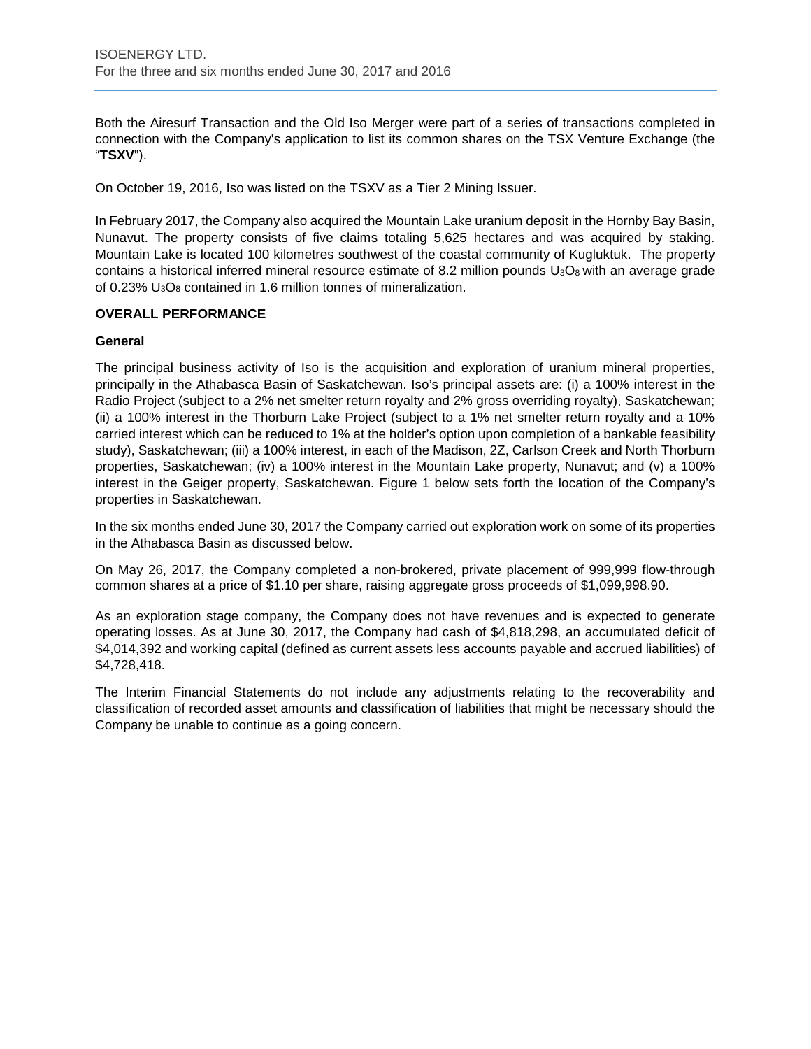Both the Airesurf Transaction and the Old Iso Merger were part of a series of transactions completed in connection with the Company's application to list its common shares on the TSX Venture Exchange (the "**TSXV**").

On October 19, 2016, Iso was listed on the TSXV as a Tier 2 Mining Issuer.

In February 2017, the Company also acquired the Mountain Lake uranium deposit in the Hornby Bay Basin, Nunavut. The property consists of five claims totaling 5,625 hectares and was acquired by staking. Mountain Lake is located 100 kilometres southwest of the coastal community of Kugluktuk. The property contains a historical inferred mineral resource estimate of 8.2 million pounds $U_3O_8$ with an average grade of 0.23% $U_3O_8$ contained in 1.6 million tonnes of mineralization.

**OVERALL PERFORMANCE**

**General**

The principal business activity of Iso is the acquisition and exploration of uranium mineral properties, principally in the Athabasca Basin of Saskatchewan. Iso's principal assets are: (i) a 100% interest in the Radio Project (subject to a 2% net smelter return royalty and 2% gross overriding royalty), Saskatchewan; (ii) a 100% interest in the Thorburn Lake Project (subject to a 1% net smelter return royalty and a 10% carried interest which can be reduced to 1% at the holder's option upon completion of a bankable feasibility study), Saskatchewan; (iii) a 100% interest, in each of the Madison, 2Z, Carlson Creek and North Thorburn properties, Saskatchewan; (iv) a 100% interest in the Mountain Lake property, Nunavut; and (v) a 100% interest in the Geiger property, Saskatchewan. Figure 1 below sets forth the location of the Company's properties in Saskatchewan.

In the six months ended June 30, 2017 the Company carried out exploration work on some of its properties in the Athabasca Basin as discussed below.

On May 26, 2017, the Company completed a non-brokered, private placement of 999,999 flow-through common shares at a price of $1.10 per share, raising aggregate gross proceeds of $1,099,998.90.

As an exploration stage company, the Company does not have revenues and is expected to generate operating losses. As at June 30, 2017, the Company had cash of $4,818,298, an accumulated deficit of $4,014,392 and working capital (defined as current assets less accounts payable and accrued liabilities) of $4,728,418.

The Interim Financial Statements do not include any adjustments relating to the recoverability and classification of recorded asset amounts and classification of liabilities that might be necessary should the Company be unable to continue as a going concern.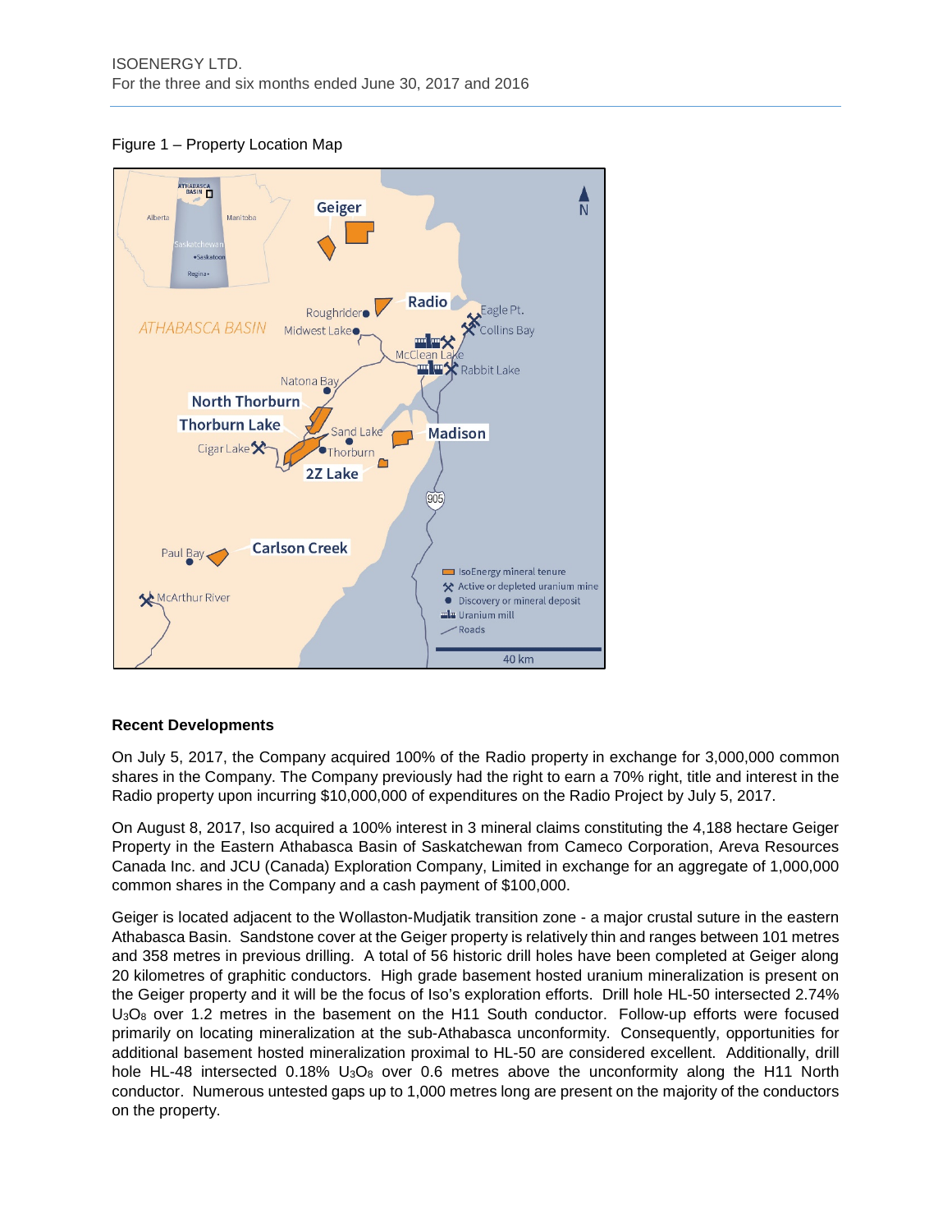Figure 1 – Property Location Map

## Recent Developments

On July 5, 2017, the Company acquired 100% of the Radio property in exchange for 3,000,000 common shares in the Company. The Company previously had the right to earn a 70% right, title and interest in the Radio property upon incurring $10,000,000 of expenditures on the Radio Project by July 5, 2017.

On August 8, 2017, Iso acquired a 100% interest in 3 mineral claims constituting the 4,188 hectare Geiger Property in the Eastern Athabasca Basin of Saskatchewan from Cameco Corporation, Areva Resources Canada Inc. and JCU (Canada) Exploration Company, Limited in exchange for an aggregate of 1,000,000 common shares in the Company and a cash payment of $100,000.

Geiger is located adjacent to the Wollaston-Mudjatik transition zone - a major crustal suture in the eastern Athabasca Basin. Sandstone cover at the Geiger property is relatively thin and ranges between 101 metres and 358 metres in previous drilling. A total of 56 historic drill holes have been completed at Geiger along 20 kilometres of graphitic conductors. High grade basement hosted uranium mineralization is present on the Geiger property and it will be the focus of Iso's exploration efforts. Drill hole HL-50 intersected 2.74% $U_3O_8$ over 1.2 metres in the basement on the H11 South conductor. Follow-up efforts were focused primarily on locating mineralization at the sub-Athabasca unconformity. Consequently, opportunities for additional basement hosted mineralization proximal to HL-50 are considered excellent. Additionally, drill hole HL-48 intersected 0.18% $U_3O_8$ over 0.6 metres above the unconformity along the H11 North conductor. Numerous untested gaps up to 1,000 metres long are present on the majority of the conductors on the property.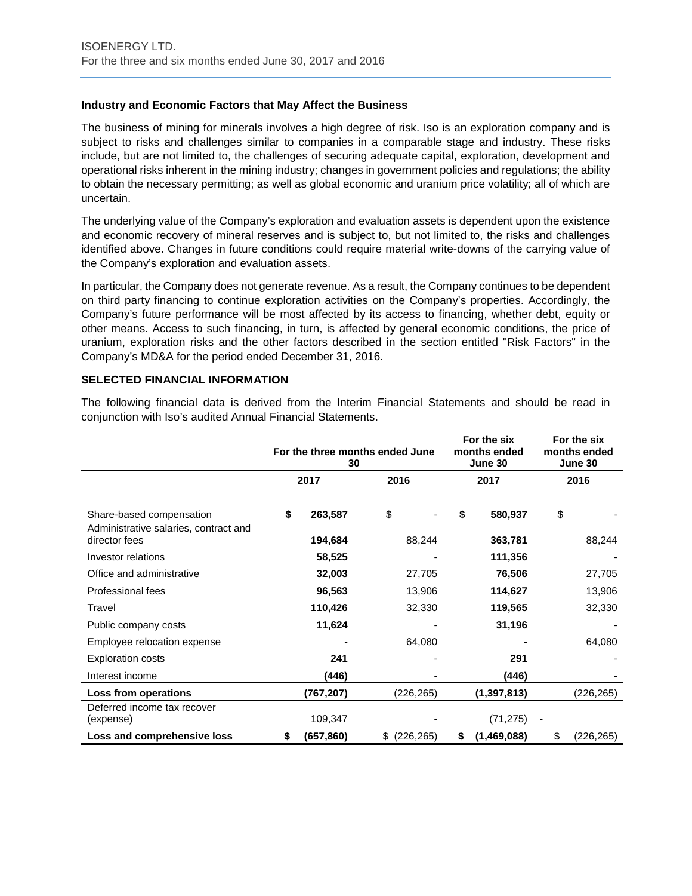### Industry and Economic Factors that May Affect the Business

The business of mining for minerals involves a high degree of risk. Iso is an exploration company and is subject to risks and challenges similar to companies in a comparable stage and industry. These risks include, but are not limited to, the challenges of securing adequate capital, exploration, development and operational risks inherent in the mining industry; changes in government policies and regulations; the ability to obtain the necessary permitting; as well as global economic and uranium price volatility; all of which are uncertain.

The underlying value of the Company's exploration and evaluation assets is dependent upon the existence and economic recovery of mineral reserves and is subject to, but not limited to, the risks and challenges identified above. Changes in future conditions could require material write-downs of the carrying value of the Company's exploration and evaluation assets.

In particular, the Company does not generate revenue. As a result, the Company continues to be dependent on third party financing to continue exploration activities on the Company's properties. Accordingly, the Company's future performance will be most affected by its access to financing, whether debt, equity or other means. Access to such financing, in turn, is affected by general economic conditions, the price of uranium, exploration risks and the other factors described in the section entitled "Risk Factors" in the Company's MD&A for the period ended December 31, 2016.

### SELECTED FINANCIAL INFORMATION

The following financial data is derived from the Interim Financial Statements and should be read in conjunction with Iso's audited Annual Financial Statements.

| | For the three months ended June 30 | | For the six months ended June 30 | For the six months ended June 30 |
|---|---|---|---|---|
| | **2017** | **2016** | **2017** | **2016** |
| Share-based compensation | **$ 263,587** | $ - | **$ 580,937** | $ - |
| Administrative salaries, contract and director fees | **194,684** | 88,244 | **363,781** | 88,244 |
| Investor relations | **58,525** | - | **111,356** | - |
| Office and administrative | **32,003** | 27,705 | **76,506** | 27,705 |
| Professional fees | **96,563** | 13,906 | **114,627** | 13,906 |
| Travel | **110,426** | 32,330 | **119,565** | 32,330 |
| Public company costs | **11,624** | - | **31,196** | - |
| Employee relocation expense | **-** | 64,080 | **-** | 64,080 |
| Exploration costs | **241** | - | **291** | - |
| Interest income | **(446)** | - | **(446)** | - |
| **Loss from operations** | **(767,207)** | (226,265) | **(1,397,813)** | (226,265) |
| Deferred income tax recover (expense) | 109,347 | - | (71,275) | - |
| **Loss and comprehensive loss** | **$ (657,860)** | $ (226,265) | **$ (1,469,088)** | $ (226,265) |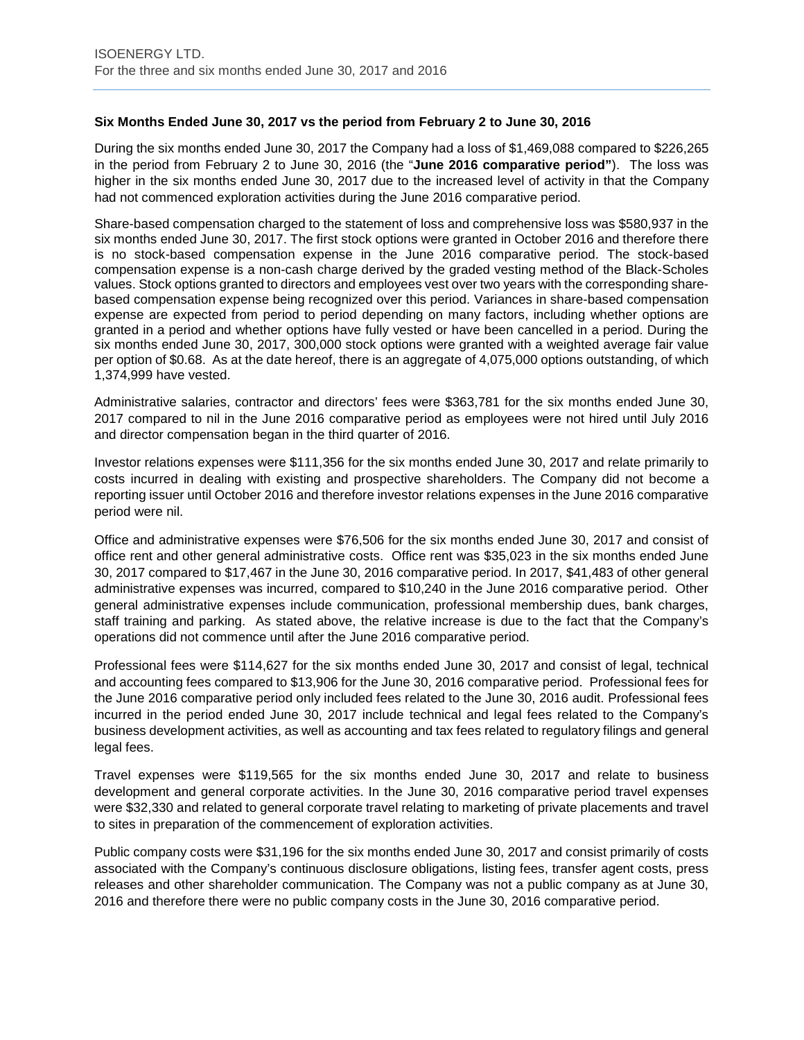### Six Months Ended June 30, 2017 vs the period from February 2 to June 30, 2016

During the six months ended June 30, 2017 the Company had a loss of $1,469,088 compared to $226,265 in the period from February 2 to June 30, 2016 (the "**June 2016 comparative period"**). The loss was higher in the six months ended June 30, 2017 due to the increased level of activity in that the Company had not commenced exploration activities during the June 2016 comparative period.

Share-based compensation charged to the statement of loss and comprehensive loss was $580,937 in the six months ended June 30, 2017. The first stock options were granted in October 2016 and therefore there is no stock-based compensation expense in the June 2016 comparative period. The stock-based compensation expense is a non-cash charge derived by the graded vesting method of the Black-Scholes values. Stock options granted to directors and employees vest over two years with the corresponding share-based compensation expense being recognized over this period. Variances in share-based compensation expense are expected from period to period depending on many factors, including whether options are granted in a period and whether options have fully vested or have been cancelled in a period. During the six months ended June 30, 2017, 300,000 stock options were granted with a weighted average fair value per option of $0.68. As at the date hereof, there is an aggregate of 4,075,000 options outstanding, of which 1,374,999 have vested.

Administrative salaries, contractor and directors' fees were $363,781 for the six months ended June 30, 2017 compared to nil in the June 2016 comparative period as employees were not hired until July 2016 and director compensation began in the third quarter of 2016.

Investor relations expenses were $111,356 for the six months ended June 30, 2017 and relate primarily to costs incurred in dealing with existing and prospective shareholders. The Company did not become a reporting issuer until October 2016 and therefore investor relations expenses in the June 2016 comparative period were nil.

Office and administrative expenses were $76,506 for the six months ended June 30, 2017 and consist of office rent and other general administrative costs. Office rent was $35,023 in the six months ended June 30, 2017 compared to $17,467 in the June 30, 2016 comparative period. In 2017, $41,483 of other general administrative expenses was incurred, compared to $10,240 in the June 2016 comparative period. Other general administrative expenses include communication, professional membership dues, bank charges, staff training and parking. As stated above, the relative increase is due to the fact that the Company's operations did not commence until after the June 2016 comparative period.

Professional fees were $114,627 for the six months ended June 30, 2017 and consist of legal, technical and accounting fees compared to $13,906 for the June 30, 2016 comparative period. Professional fees for the June 2016 comparative period only included fees related to the June 30, 2016 audit. Professional fees incurred in the period ended June 30, 2017 include technical and legal fees related to the Company's business development activities, as well as accounting and tax fees related to regulatory filings and general legal fees.

Travel expenses were $119,565 for the six months ended June 30, 2017 and relate to business development and general corporate activities. In the June 30, 2016 comparative period travel expenses were $32,330 and related to general corporate travel relating to marketing of private placements and travel to sites in preparation of the commencement of exploration activities.

Public company costs were $31,196 for the six months ended June 30, 2017 and consist primarily of costs associated with the Company's continuous disclosure obligations, listing fees, transfer agent costs, press releases and other shareholder communication. The Company was not a public company as at June 30, 2016 and therefore there were no public company costs in the June 30, 2016 comparative period.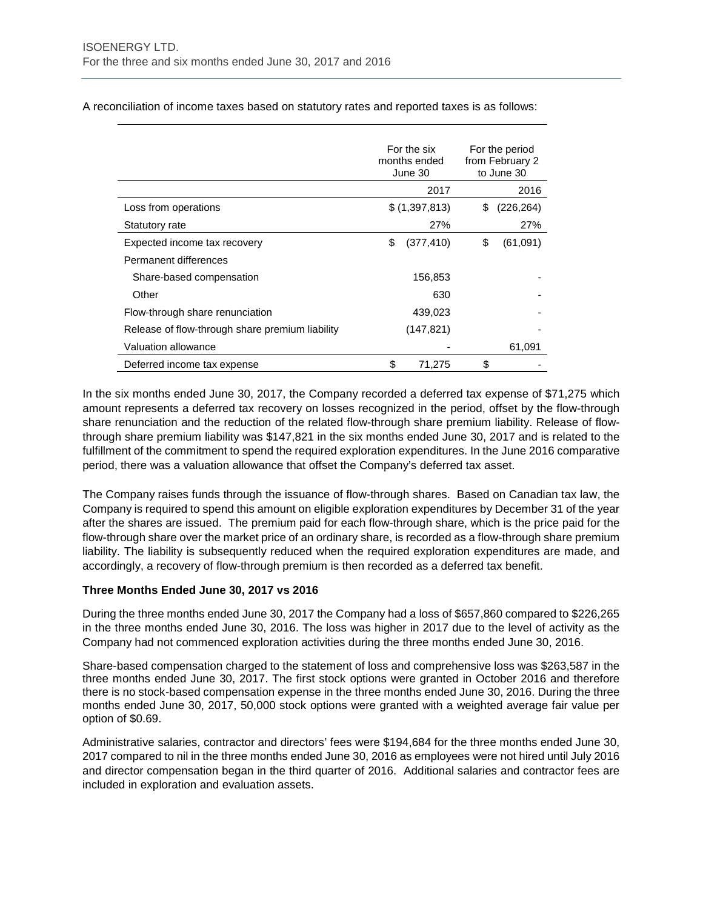A reconciliation of income taxes based on statutory rates and reported taxes is as follows:

| | For the six months ended June 30 | For the period from February 2 to June 30 |
|---|---|---|
| | 2017 | 2016 |
| Loss from operations | $ (1,397,813) | $ (226,264) |
| Statutory rate | 27% | 27% |
| Expected income tax recovery | $ (377,410) | $ (61,091) |
| Permanent differences | | |
| Share-based compensation | 156,853 | - |
| Other | 630 | - |
| Flow-through share renunciation | 439,023 | - |
| Release of flow-through share premium liability | (147,821) | - |
| Valuation allowance | - | 61,091 |
| Deferred income tax expense | $ 71,275 | $ - |

In the six months ended June 30, 2017, the Company recorded a deferred tax expense of $71,275 which amount represents a deferred tax recovery on losses recognized in the period, offset by the flow-through share renunciation and the reduction of the related flow-through share premium liability. Release of flow-through share premium liability was $147,821 in the six months ended June 30, 2017 and is related to the fulfillment of the commitment to spend the required exploration expenditures. In the June 2016 comparative period, there was a valuation allowance that offset the Company's deferred tax asset.

The Company raises funds through the issuance of flow-through shares. Based on Canadian tax law, the Company is required to spend this amount on eligible exploration expenditures by December 31 of the year after the shares are issued. The premium paid for each flow-through share, which is the price paid for the flow-through share over the market price of an ordinary share, is recorded as a flow-through share premium liability. The liability is subsequently reduced when the required exploration expenditures are made, and accordingly, a recovery of flow-through premium is then recorded as a deferred tax benefit.

**Three Months Ended June 30, 2017 vs 2016**

During the three months ended June 30, 2017 the Company had a loss of $657,860 compared to $226,265 in the three months ended June 30, 2016. The loss was higher in 2017 due to the level of activity as the Company had not commenced exploration activities during the three months ended June 30, 2016.

Share-based compensation charged to the statement of loss and comprehensive loss was $263,587 in the three months ended June 30, 2017. The first stock options were granted in October 2016 and therefore there is no stock-based compensation expense in the three months ended June 30, 2016. During the three months ended June 30, 2017, 50,000 stock options were granted with a weighted average fair value per option of $0.69.

Administrative salaries, contractor and directors' fees were $194,684 for the three months ended June 30, 2017 compared to nil in the three months ended June 30, 2016 as employees were not hired until July 2016 and director compensation began in the third quarter of 2016. Additional salaries and contractor fees are included in exploration and evaluation assets.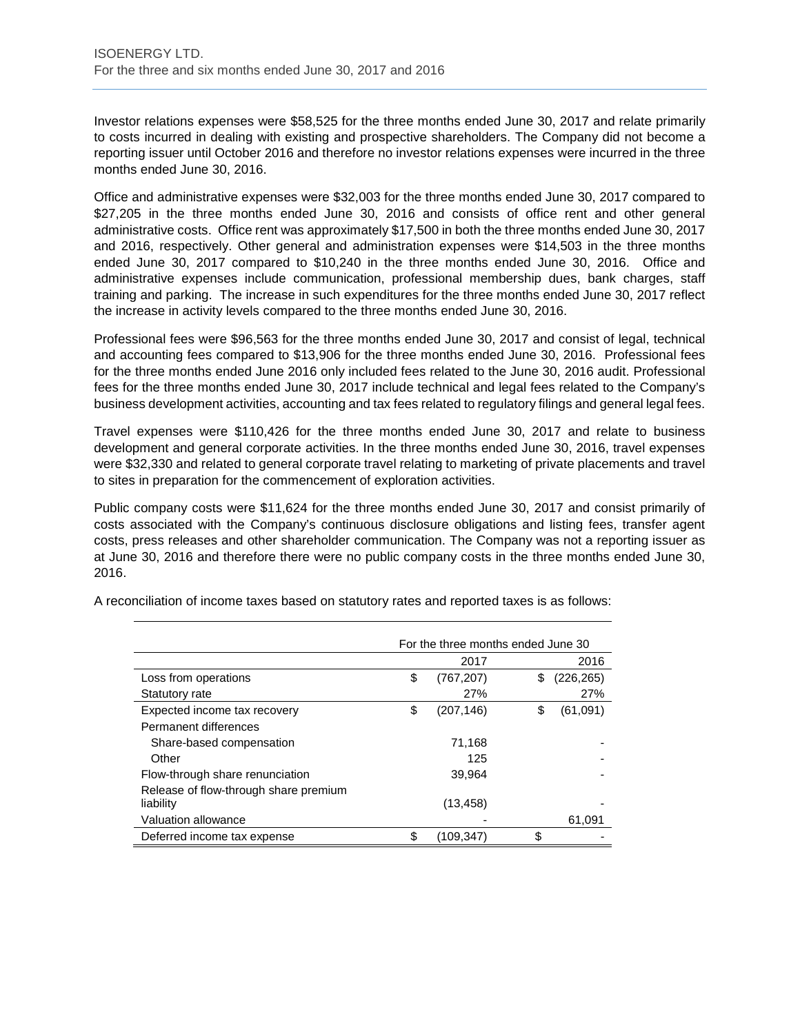Investor relations expenses were $58,525 for the three months ended June 30, 2017 and relate primarily to costs incurred in dealing with existing and prospective shareholders. The Company did not become a reporting issuer until October 2016 and therefore no investor relations expenses were incurred in the three months ended June 30, 2016.

Office and administrative expenses were $32,003 for the three months ended June 30, 2017 compared to $27,205 in the three months ended June 30, 2016 and consists of office rent and other general administrative costs. Office rent was approximately $17,500 in both the three months ended June 30, 2017 and 2016, respectively. Other general and administration expenses were $14,503 in the three months ended June 30, 2017 compared to $10,240 in the three months ended June 30, 2016. Office and administrative expenses include communication, professional membership dues, bank charges, staff training and parking. The increase in such expenditures for the three months ended June 30, 2017 reflect the increase in activity levels compared to the three months ended June 30, 2016.

Professional fees were $96,563 for the three months ended June 30, 2017 and consist of legal, technical and accounting fees compared to $13,906 for the three months ended June 30, 2016. Professional fees for the three months ended June 2016 only included fees related to the June 30, 2016 audit. Professional fees for the three months ended June 30, 2017 include technical and legal fees related to the Company's business development activities, accounting and tax fees related to regulatory filings and general legal fees.

Travel expenses were $110,426 for the three months ended June 30, 2017 and relate to business development and general corporate activities. In the three months ended June 30, 2016, travel expenses were $32,330 and related to general corporate travel relating to marketing of private placements and travel to sites in preparation for the commencement of exploration activities.

Public company costs were $11,624 for the three months ended June 30, 2017 and consist primarily of costs associated with the Company's continuous disclosure obligations and listing fees, transfer agent costs, press releases and other shareholder communication. The Company was not a reporting issuer as at June 30, 2016 and therefore there were no public company costs in the three months ended June 30, 2016.

A reconciliation of income taxes based on statutory rates and reported taxes is as follows:

| | For the three months ended June 30 | |
|---|---|---|
| | 2017 | 2016 |
| Loss from operations | $ (767,207) | $ (226,265) |
| Statutory rate | 27% | 27% |
| Expected income tax recovery | $ (207,146) | $ (61,091) |
| Permanent differences | | |
| Share-based compensation | 71,168 | - |
| Other | 125 | - |
| Flow-through share renunciation | 39,964 | - |
| Release of flow-through share premium liability | (13,458) | - |
| Valuation allowance | - | 61,091 |
| Deferred income tax expense | $ (109,347) | $ - |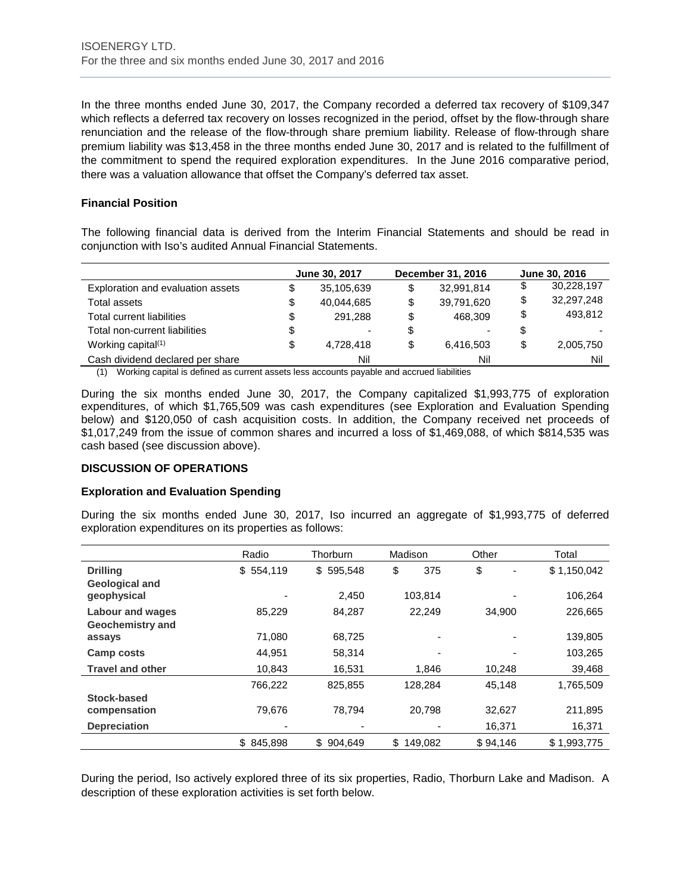In the three months ended June 30, 2017, the Company recorded a deferred tax recovery of $109,347 which reflects a deferred tax recovery on losses recognized in the period, offset by the flow-through share renunciation and the release of the flow-through share premium liability. Release of flow-through share premium liability was $13,458 in the three months ended June 30, 2017 and is related to the fulfillment of the commitment to spend the required exploration expenditures. In the June 2016 comparative period, there was a valuation allowance that offset the Company's deferred tax asset.

### Financial Position

The following financial data is derived from the Interim Financial Statements and should be read in conjunction with Iso's audited Annual Financial Statements.

| | June 30, 2017 | December 31, 2016 | June 30, 2016 |
|---|---|---|---|
| Exploration and evaluation assets | $ 35,105,639 | $ 32,991,814 | $ 30,228,197 |
| Total assets | $ 40,044,685 | $ 39,791,620 | $ 32,297,248 |
| Total current liabilities | $ 291,288 | $ 468,309 | $ 493,812 |
| Total non-current liabilities | $ - | $ - | $ - |
| Working capital[(1)] | $ 4,728,418 | $ 6,416,503 | $ 2,005,750 |
| Cash dividend declared per share | Nil | Nil | Nil |

(1) Working capital is defined as current assets less accounts payable and accrued liabilities

During the six months ended June 30, 2017, the Company capitalized $1,993,775 of exploration expenditures, of which $1,765,509 was cash expenditures (see Exploration and Evaluation Spending below) and $120,050 of cash acquisition costs. In addition, the Company received net proceeds of $1,017,249 from the issue of common shares and incurred a loss of $1,469,088, of which $814,535 was cash based (see discussion above).

## DISCUSSION OF OPERATIONS

### Exploration and Evaluation Spending

During the six months ended June 30, 2017, Iso incurred an aggregate of $1,993,775 of deferred exploration expenditures on its properties as follows:

| | Radio | Thorburn | Madison | Other | Total |
|---|---|---|---|---|---|
| **Drilling** | $ 554,119 | $ 595,548 | $ 375 | $ - | $ 1,150,042 |
| **Geological and geophysical** | - | 2,450 | 103,814 | - | 106,264 |
| **Labour and wages** | 85,229 | 84,287 | 22,249 | 34,900 | 226,665 |
| **Geochemistry and assays** | 71,080 | 68,725 | - | - | 139,805 |
| **Camp costs** | 44,951 | 58,314 | - | - | 103,265 |
| **Travel and other** | 10,843 | 16,531 | 1,846 | 10,248 | 39,468 |
| | 766,222 | 825,855 | 128,284 | 45,148 | 1,765,509 |
| **Stock-based compensation** | 79,676 | 78,794 | 20,798 | 32,627 | 211,895 |
| **Depreciation** | - | - | - | 16,371 | 16,371 |
| | $ 845,898 | $ 904,649 | $ 149,082 | $ 94,146 | $ 1,993,775 |

During the period, Iso actively explored three of its six properties, Radio, Thorburn Lake and Madison. A description of these exploration activities is set forth below.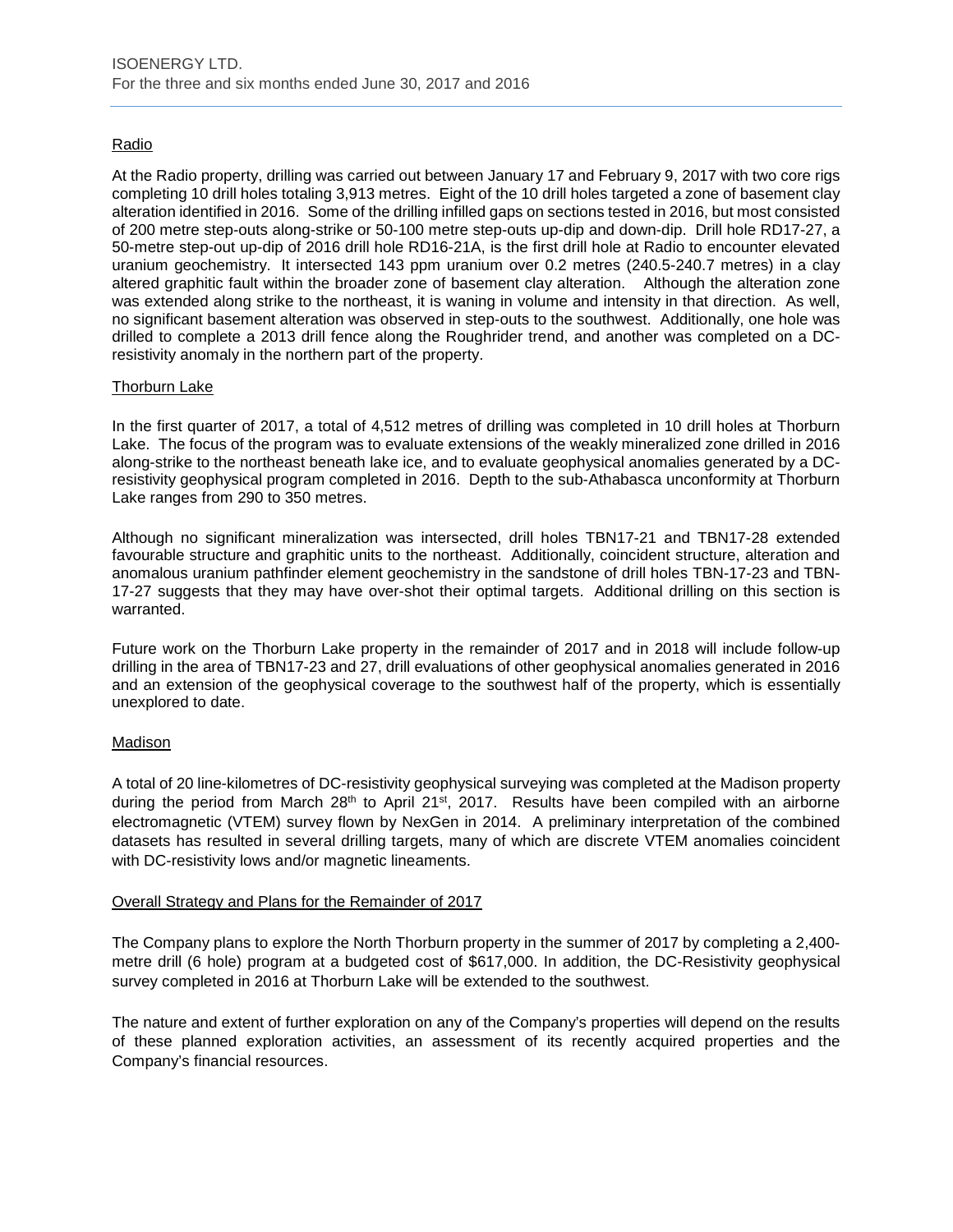## Radio

At the Radio property, drilling was carried out between January 17 and February 9, 2017 with two core rigs completing 10 drill holes totaling 3,913 metres. Eight of the 10 drill holes targeted a zone of basement clay alteration identified in 2016. Some of the drilling infilled gaps on sections tested in 2016, but most consisted of 200 metre step-outs along-strike or 50-100 metre step-outs up-dip and down-dip. Drill hole RD17-27, a 50-metre step-out up-dip of 2016 drill hole RD16-21A, is the first drill hole at Radio to encounter elevated uranium geochemistry. It intersected 143 ppm uranium over 0.2 metres (240.5-240.7 metres) in a clay altered graphitic fault within the broader zone of basement clay alteration. Although the alteration zone was extended along strike to the northeast, it is waning in volume and intensity in that direction. As well, no significant basement alteration was observed in step-outs to the southwest. Additionally, one hole was drilled to complete a 2013 drill fence along the Roughrider trend, and another was completed on a DC-resistivity anomaly in the northern part of the property.

## Thorburn Lake

In the first quarter of 2017, a total of 4,512 metres of drilling was completed in 10 drill holes at Thorburn Lake. The focus of the program was to evaluate extensions of the weakly mineralized zone drilled in 2016 along-strike to the northeast beneath lake ice, and to evaluate geophysical anomalies generated by a DC-resistivity geophysical program completed in 2016. Depth to the sub-Athabasca unconformity at Thorburn Lake ranges from 290 to 350 metres.

Although no significant mineralization was intersected, drill holes TBN17-21 and TBN17-28 extended favourable structure and graphitic units to the northeast. Additionally, coincident structure, alteration and anomalous uranium pathfinder element geochemistry in the sandstone of drill holes TBN-17-23 and TBN-17-27 suggests that they may have over-shot their optimal targets. Additional drilling on this section is warranted.

Future work on the Thorburn Lake property in the remainder of 2017 and in 2018 will include follow-up drilling in the area of TBN17-23 and 27, drill evaluations of other geophysical anomalies generated in 2016 and an extension of the geophysical coverage to the southwest half of the property, which is essentially unexplored to date.

## Madison

A total of 20 line-kilometres of DC-resistivity geophysical surveying was completed at the Madison property during the period from March 28th to April 21st, 2017. Results have been compiled with an airborne electromagnetic (VTEM) survey flown by NexGen in 2014. A preliminary interpretation of the combined datasets has resulted in several drilling targets, many of which are discrete VTEM anomalies coincident with DC-resistivity lows and/or magnetic lineaments.

## Overall Strategy and Plans for the Remainder of 2017

The Company plans to explore the North Thorburn property in the summer of 2017 by completing a 2,400-metre drill (6 hole) program at a budgeted cost of $617,000. In addition, the DC-Resistivity geophysical survey completed in 2016 at Thorburn Lake will be extended to the southwest.

The nature and extent of further exploration on any of the Company's properties will depend on the results of these planned exploration activities, an assessment of its recently acquired properties and the Company's financial resources.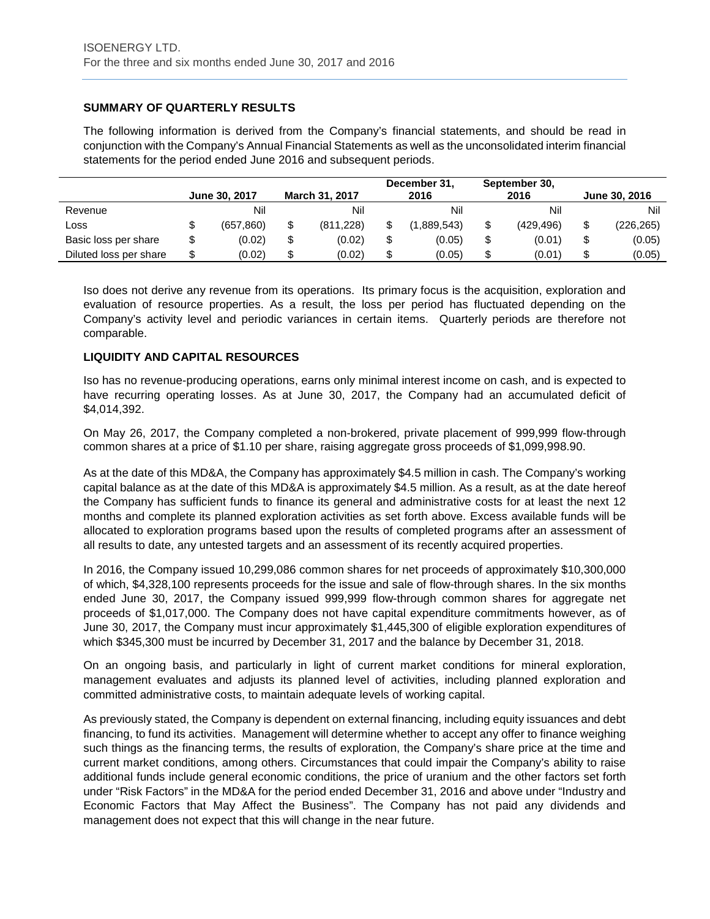## SUMMARY OF QUARTERLY RESULTS

The following information is derived from the Company's financial statements, and should be read in conjunction with the Company's Annual Financial Statements as well as the unconsolidated interim financial statements for the period ended June 2016 and subsequent periods.

| | June 30, 2017 | March 31, 2017 | December 31, 2016 | September 30, 2016 | June 30, 2016 |
|---|---|---|---|---|---|
| Revenue | Nil | Nil | Nil | Nil | Nil |
| Loss | $ (657,860) | $ (811,228) | $ (1,889,543) | $ (429,496) | $ (226,265) |
| Basic loss per share | $ (0.02) | $ (0.02) | $ (0.05) | $ (0.01) | $ (0.05) |
| Diluted loss per share | $ (0.02) | $ (0.02) | $ (0.05) | $ (0.01) | $ (0.05) |

Iso does not derive any revenue from its operations. Its primary focus is the acquisition, exploration and evaluation of resource properties. As a result, the loss per period has fluctuated depending on the Company's activity level and periodic variances in certain items. Quarterly periods are therefore not comparable.

## LIQUIDITY AND CAPITAL RESOURCES

Iso has no revenue-producing operations, earns only minimal interest income on cash, and is expected to have recurring operating losses. As at June 30, 2017, the Company had an accumulated deficit of $4,014,392.

On May 26, 2017, the Company completed a non-brokered, private placement of 999,999 flow-through common shares at a price of $1.10 per share, raising aggregate gross proceeds of $1,099,998.90.

As at the date of this MD&A, the Company has approximately $4.5 million in cash. The Company's working capital balance as at the date of this MD&A is approximately $4.5 million. As a result, as at the date hereof the Company has sufficient funds to finance its general and administrative costs for at least the next 12 months and complete its planned exploration activities as set forth above. Excess available funds will be allocated to exploration programs based upon the results of completed programs after an assessment of all results to date, any untested targets and an assessment of its recently acquired properties.

In 2016, the Company issued 10,299,086 common shares for net proceeds of approximately $10,300,000 of which, $4,328,100 represents proceeds for the issue and sale of flow-through shares. In the six months ended June 30, 2017, the Company issued 999,999 flow-through common shares for aggregate net proceeds of $1,017,000. The Company does not have capital expenditure commitments however, as of June 30, 2017, the Company must incur approximately $1,445,300 of eligible exploration expenditures of which $345,300 must be incurred by December 31, 2017 and the balance by December 31, 2018.

On an ongoing basis, and particularly in light of current market conditions for mineral exploration, management evaluates and adjusts its planned level of activities, including planned exploration and committed administrative costs, to maintain adequate levels of working capital.

As previously stated, the Company is dependent on external financing, including equity issuances and debt financing, to fund its activities. Management will determine whether to accept any offer to finance weighing such things as the financing terms, the results of exploration, the Company's share price at the time and current market conditions, among others. Circumstances that could impair the Company's ability to raise additional funds include general economic conditions, the price of uranium and the other factors set forth under "Risk Factors" in the MD&A for the period ended December 31, 2016 and above under "Industry and Economic Factors that May Affect the Business". The Company has not paid any dividends and management does not expect that this will change in the near future.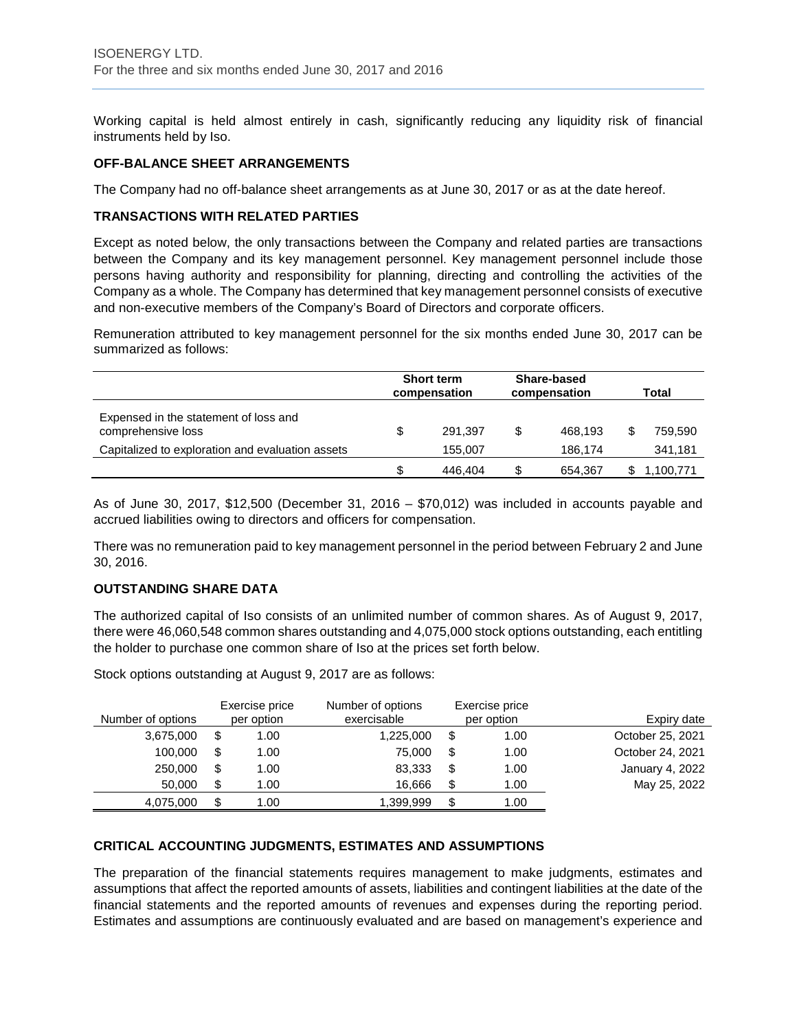Working capital is held almost entirely in cash, significantly reducing any liquidity risk of financial instruments held by Iso.

## OFF-BALANCE SHEET ARRANGEMENTS

The Company had no off-balance sheet arrangements as at June 30, 2017 or as at the date hereof.

## TRANSACTIONS WITH RELATED PARTIES

Except as noted below, the only transactions between the Company and related parties are transactions between the Company and its key management personnel. Key management personnel include those persons having authority and responsibility for planning, directing and controlling the activities of the Company as a whole. The Company has determined that key management personnel consists of executive and non-executive members of the Company's Board of Directors and corporate officers.

Remuneration attributed to key management personnel for the six months ended June 30, 2017 can be summarized as follows:

| | Short term compensation | Share-based compensation | Total |
|---|---|---|---|
| Expensed in the statement of loss and comprehensive loss | $ 291,397 | $ 468,193 | $ 759,590 |
| Capitalized to exploration and evaluation assets | 155,007 | 186,174 | 341,181 |
| | $ 446,404 | $ 654,367 | $ 1,100,771 |

As of June 30, 2017, $12,500 (December 31, 2016 – $70,012) was included in accounts payable and accrued liabilities owing to directors and officers for compensation.

There was no remuneration paid to key management personnel in the period between February 2 and June 30, 2016.

## OUTSTANDING SHARE DATA

The authorized capital of Iso consists of an unlimited number of common shares. As of August 9, 2017, there were 46,060,548 common shares outstanding and 4,075,000 stock options outstanding, each entitling the holder to purchase one common share of Iso at the prices set forth below.

Stock options outstanding at August 9, 2017 are as follows:

| Number of options | Exercise price per option | Number of options exercisable | Exercise price per option | Expiry date |
|---|---|---|---|---|
| 3,675,000 | $ 1.00 | 1,225,000 | $ 1.00 | October 25, 2021 |
| 100,000 | $ 1.00 | 75,000 | $ 1.00 | October 24, 2021 |
| 250,000 | $ 1.00 | 83,333 | $ 1.00 | January 4, 2022 |
| 50,000 | $ 1.00 | 16,666 | $ 1.00 | May 25, 2022 |
| 4,075,000 | $ 1.00 | 1,399,999 | $ 1.00 | |

## CRITICAL ACCOUNTING JUDGMENTS, ESTIMATES AND ASSUMPTIONS

The preparation of the financial statements requires management to make judgments, estimates and assumptions that affect the reported amounts of assets, liabilities and contingent liabilities at the date of the financial statements and the reported amounts of revenues and expenses during the reporting period. Estimates and assumptions are continuously evaluated and are based on management's experience and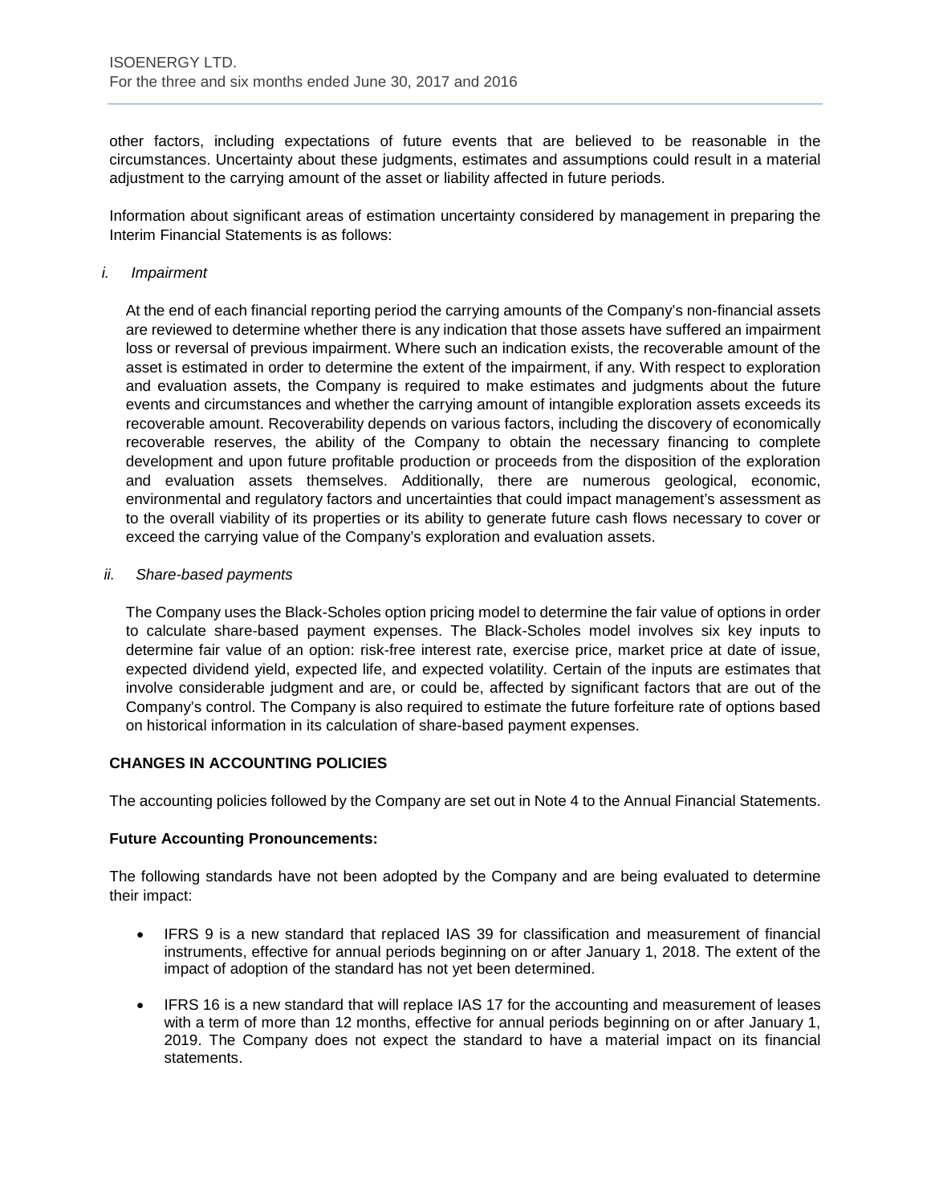other factors, including expectations of future events that are believed to be reasonable in the circumstances. Uncertainty about these judgments, estimates and assumptions could result in a material adjustment to the carrying amount of the asset or liability affected in future periods.

Information about significant areas of estimation uncertainty considered by management in preparing the Interim Financial Statements is as follows:

*i. Impairment*

At the end of each financial reporting period the carrying amounts of the Company's non-financial assets are reviewed to determine whether there is any indication that those assets have suffered an impairment loss or reversal of previous impairment. Where such an indication exists, the recoverable amount of the asset is estimated in order to determine the extent of the impairment, if any. With respect to exploration and evaluation assets, the Company is required to make estimates and judgments about the future events and circumstances and whether the carrying amount of intangible exploration assets exceeds its recoverable amount. Recoverability depends on various factors, including the discovery of economically recoverable reserves, the ability of the Company to obtain the necessary financing to complete development and upon future profitable production or proceeds from the disposition of the exploration and evaluation assets themselves. Additionally, there are numerous geological, economic, environmental and regulatory factors and uncertainties that could impact management's assessment as to the overall viability of its properties or its ability to generate future cash flows necessary to cover or exceed the carrying value of the Company's exploration and evaluation assets.

*ii. Share-based payments*

The Company uses the Black-Scholes option pricing model to determine the fair value of options in order to calculate share-based payment expenses. The Black-Scholes model involves six key inputs to determine fair value of an option: risk-free interest rate, exercise price, market price at date of issue, expected dividend yield, expected life, and expected volatility. Certain of the inputs are estimates that involve considerable judgment and are, or could be, affected by significant factors that are out of the Company's control. The Company is also required to estimate the future forfeiture rate of options based on historical information in its calculation of share-based payment expenses.

## CHANGES IN ACCOUNTING POLICIES

The accounting policies followed by the Company are set out in Note 4 to the Annual Financial Statements.

**Future Accounting Pronouncements:**

The following standards have not been adopted by the Company and are being evaluated to determine their impact:

- IFRS 9 is a new standard that replaced IAS 39 for classification and measurement of financial instruments, effective for annual periods beginning on or after January 1, 2018. The extent of the impact of adoption of the standard has not yet been determined.

- IFRS 16 is a new standard that will replace IAS 17 for the accounting and measurement of leases with a term of more than 12 months, effective for annual periods beginning on or after January 1, 2019. The Company does not expect the standard to have a material impact on its financial statements.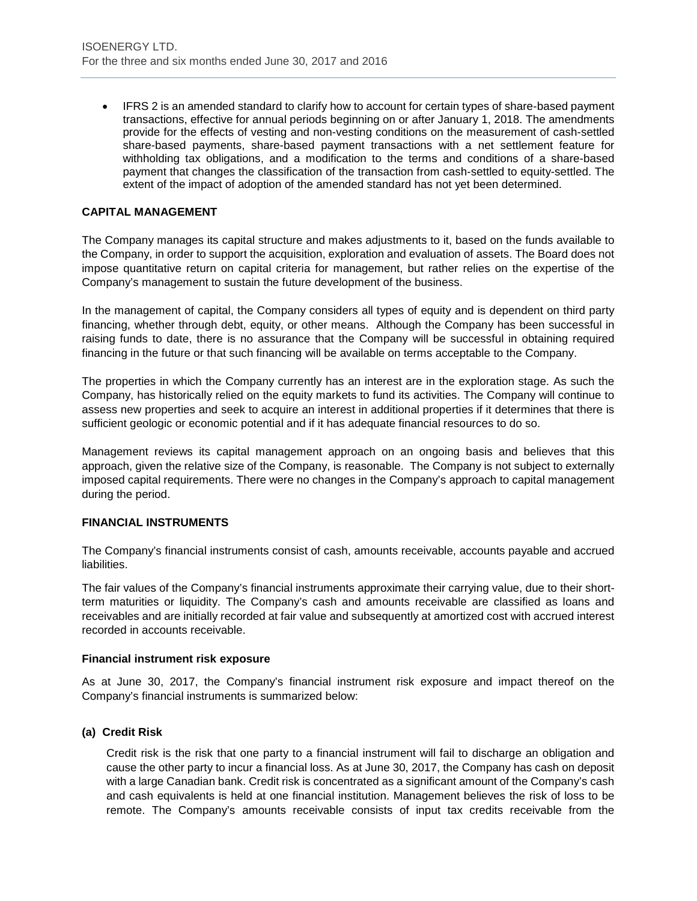- IFRS 2 is an amended standard to clarify how to account for certain types of share-based payment transactions, effective for annual periods beginning on or after January 1, 2018. The amendments provide for the effects of vesting and non-vesting conditions on the measurement of cash-settled share-based payments, share-based payment transactions with a net settlement feature for withholding tax obligations, and a modification to the terms and conditions of a share-based payment that changes the classification of the transaction from cash-settled to equity-settled. The extent of the impact of adoption of the amended standard has not yet been determined.

## CAPITAL MANAGEMENT

The Company manages its capital structure and makes adjustments to it, based on the funds available to the Company, in order to support the acquisition, exploration and evaluation of assets. The Board does not impose quantitative return on capital criteria for management, but rather relies on the expertise of the Company's management to sustain the future development of the business.

In the management of capital, the Company considers all types of equity and is dependent on third party financing, whether through debt, equity, or other means. Although the Company has been successful in raising funds to date, there is no assurance that the Company will be successful in obtaining required financing in the future or that such financing will be available on terms acceptable to the Company.

The properties in which the Company currently has an interest are in the exploration stage. As such the Company, has historically relied on the equity markets to fund its activities. The Company will continue to assess new properties and seek to acquire an interest in additional properties if it determines that there is sufficient geologic or economic potential and if it has adequate financial resources to do so.

Management reviews its capital management approach on an ongoing basis and believes that this approach, given the relative size of the Company, is reasonable. The Company is not subject to externally imposed capital requirements. There were no changes in the Company's approach to capital management during the period.

## FINANCIAL INSTRUMENTS

The Company's financial instruments consist of cash, amounts receivable, accounts payable and accrued liabilities.

The fair values of the Company's financial instruments approximate their carrying value, due to their short-term maturities or liquidity. The Company's cash and amounts receivable are classified as loans and receivables and are initially recorded at fair value and subsequently at amortized cost with accrued interest recorded in accounts receivable.

### Financial instrument risk exposure

As at June 30, 2017, the Company's financial instrument risk exposure and impact thereof on the Company's financial instruments is summarized below:

#### (a) Credit Risk

Credit risk is the risk that one party to a financial instrument will fail to discharge an obligation and cause the other party to incur a financial loss. As at June 30, 2017, the Company has cash on deposit with a large Canadian bank. Credit risk is concentrated as a significant amount of the Company's cash and cash equivalents is held at one financial institution. Management believes the risk of loss to be remote. The Company's amounts receivable consists of input tax credits receivable from the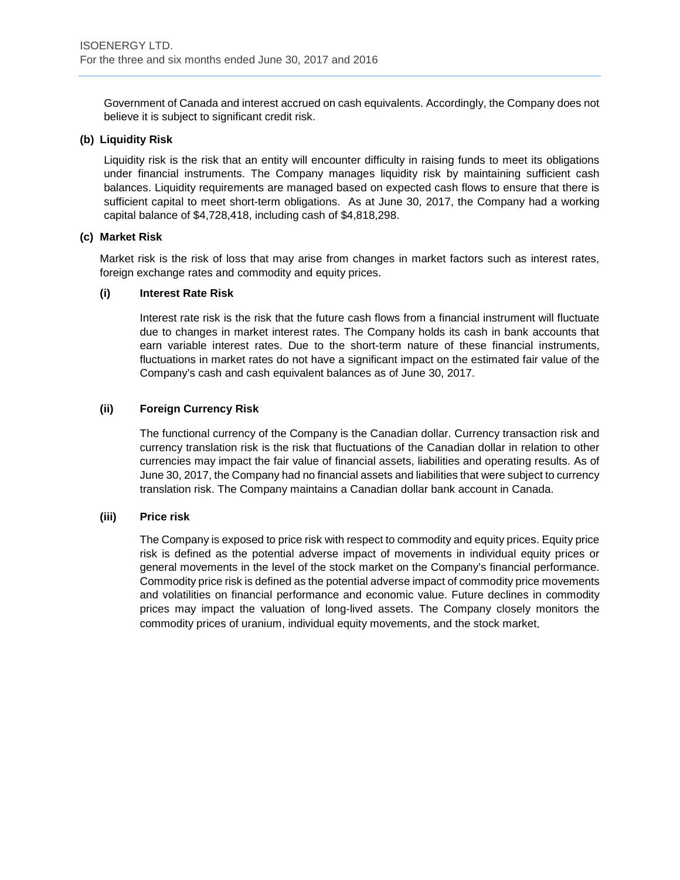Government of Canada and interest accrued on cash equivalents. Accordingly, the Company does not believe it is subject to significant credit risk.

**(b) Liquidity Risk**

Liquidity risk is the risk that an entity will encounter difficulty in raising funds to meet its obligations under financial instruments. The Company manages liquidity risk by maintaining sufficient cash balances. Liquidity requirements are managed based on expected cash flows to ensure that there is sufficient capital to meet short-term obligations. As at June 30, 2017, the Company had a working capital balance of $4,728,418, including cash of $4,818,298.

**(c) Market Risk**

Market risk is the risk of loss that may arise from changes in market factors such as interest rates, foreign exchange rates and commodity and equity prices.

**(i) Interest Rate Risk**

Interest rate risk is the risk that the future cash flows from a financial instrument will fluctuate due to changes in market interest rates. The Company holds its cash in bank accounts that earn variable interest rates. Due to the short-term nature of these financial instruments, fluctuations in market rates do not have a significant impact on the estimated fair value of the Company's cash and cash equivalent balances as of June 30, 2017.

**(ii) Foreign Currency Risk**

The functional currency of the Company is the Canadian dollar. Currency transaction risk and currency translation risk is the risk that fluctuations of the Canadian dollar in relation to other currencies may impact the fair value of financial assets, liabilities and operating results. As of June 30, 2017, the Company had no financial assets and liabilities that were subject to currency translation risk. The Company maintains a Canadian dollar bank account in Canada.

**(iii) Price risk**

The Company is exposed to price risk with respect to commodity and equity prices. Equity price risk is defined as the potential adverse impact of movements in individual equity prices or general movements in the level of the stock market on the Company's financial performance. Commodity price risk is defined as the potential adverse impact of commodity price movements and volatilities on financial performance and economic value. Future declines in commodity prices may impact the valuation of long-lived assets. The Company closely monitors the commodity prices of uranium, individual equity movements, and the stock market.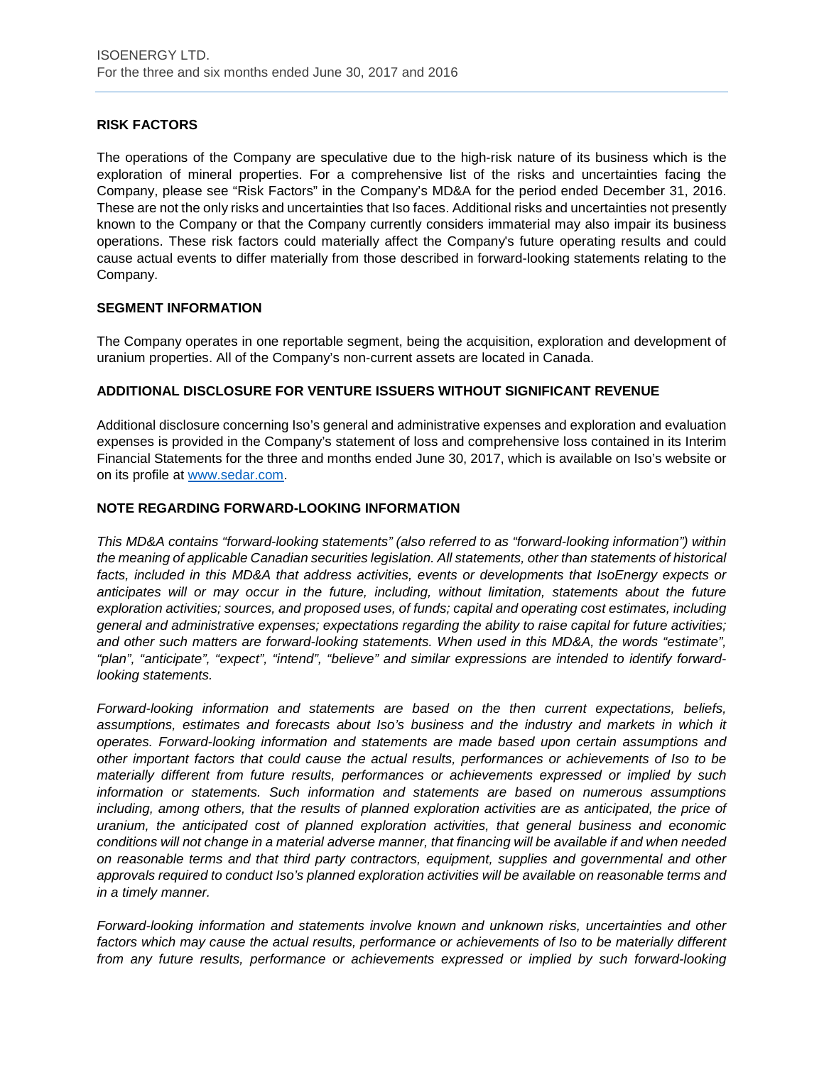## RISK FACTORS

The operations of the Company are speculative due to the high-risk nature of its business which is the exploration of mineral properties. For a comprehensive list of the risks and uncertainties facing the Company, please see "Risk Factors" in the Company's MD&A for the period ended December 31, 2016. These are not the only risks and uncertainties that Iso faces. Additional risks and uncertainties not presently known to the Company or that the Company currently considers immaterial may also impair its business operations. These risk factors could materially affect the Company's future operating results and could cause actual events to differ materially from those described in forward-looking statements relating to the Company.

## SEGMENT INFORMATION

The Company operates in one reportable segment, being the acquisition, exploration and development of uranium properties. All of the Company's non-current assets are located in Canada.

## ADDITIONAL DISCLOSURE FOR VENTURE ISSUERS WITHOUT SIGNIFICANT REVENUE

Additional disclosure concerning Iso's general and administrative expenses and exploration and evaluation expenses is provided in the Company's statement of loss and comprehensive loss contained in its Interim Financial Statements for the three and months ended June 30, 2017, which is available on Iso's website or on its profile at www.sedar.com.

## NOTE REGARDING FORWARD-LOOKING INFORMATION

*This MD&A contains "forward-looking statements" (also referred to as "forward-looking information") within the meaning of applicable Canadian securities legislation. All statements, other than statements of historical facts, included in this MD&A that address activities, events or developments that IsoEnergy expects or anticipates will or may occur in the future, including, without limitation, statements about the future exploration activities; sources, and proposed uses, of funds; capital and operating cost estimates, including general and administrative expenses; expectations regarding the ability to raise capital for future activities; and other such matters are forward-looking statements. When used in this MD&A, the words "estimate", "plan", "anticipate", "expect", "intend", "believe" and similar expressions are intended to identify forward-looking statements.*

*Forward-looking information and statements are based on the then current expectations, beliefs, assumptions, estimates and forecasts about Iso's business and the industry and markets in which it operates. Forward-looking information and statements are made based upon certain assumptions and other important factors that could cause the actual results, performances or achievements of Iso to be materially different from future results, performances or achievements expressed or implied by such information or statements. Such information and statements are based on numerous assumptions including, among others, that the results of planned exploration activities are as anticipated, the price of uranium, the anticipated cost of planned exploration activities, that general business and economic conditions will not change in a material adverse manner, that financing will be available if and when needed on reasonable terms and that third party contractors, equipment, supplies and governmental and other approvals required to conduct Iso's planned exploration activities will be available on reasonable terms and in a timely manner.*

*Forward-looking information and statements involve known and unknown risks, uncertainties and other factors which may cause the actual results, performance or achievements of Iso to be materially different from any future results, performance or achievements expressed or implied by such forward-looking*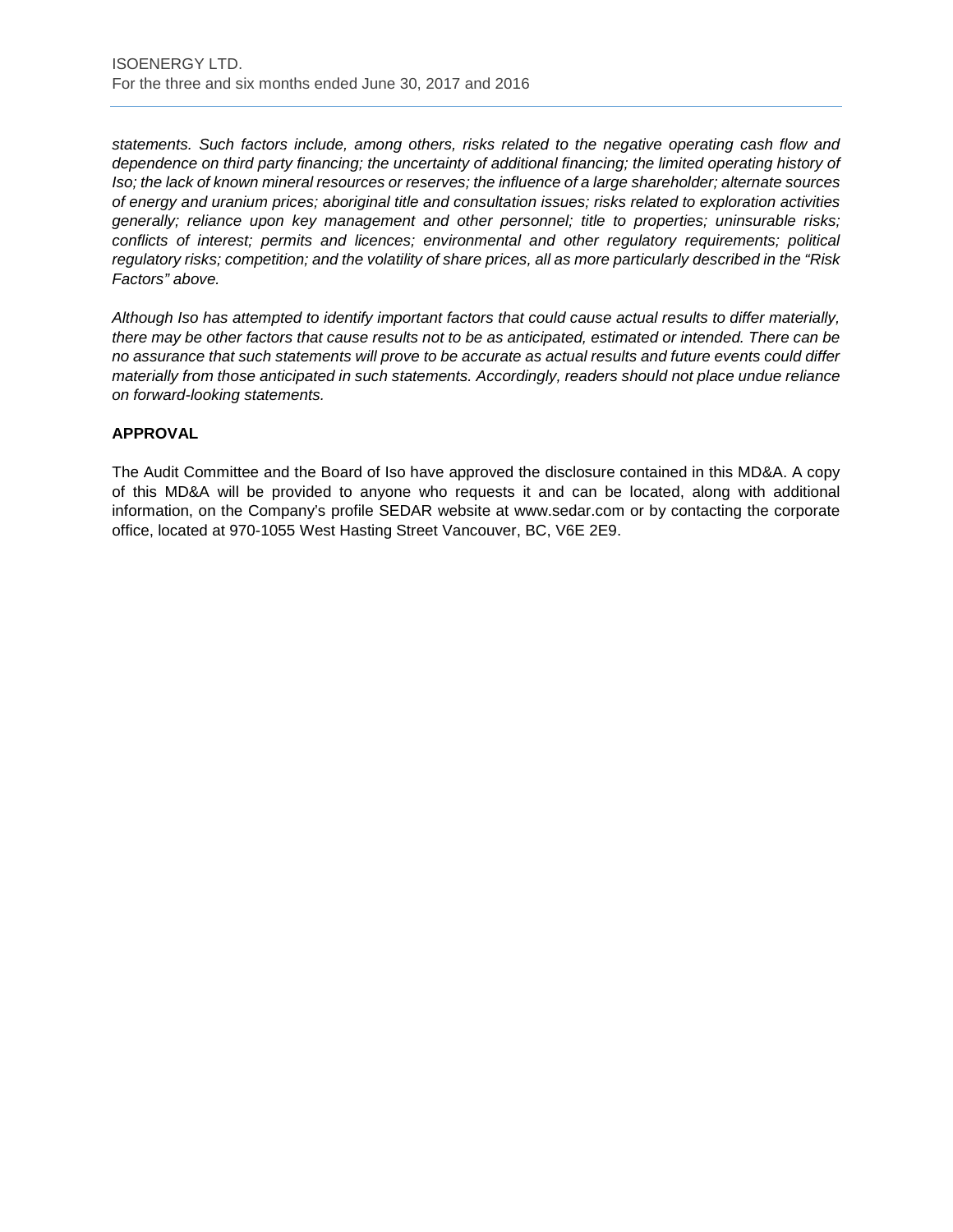*statements. Such factors include, among others, risks related to the negative operating cash flow and dependence on third party financing; the uncertainty of additional financing; the limited operating history of Iso; the lack of known mineral resources or reserves; the influence of a large shareholder; alternate sources of energy and uranium prices; aboriginal title and consultation issues; risks related to exploration activities generally; reliance upon key management and other personnel; title to properties; uninsurable risks; conflicts of interest; permits and licences; environmental and other regulatory requirements; political regulatory risks; competition; and the volatility of share prices, all as more particularly described in the "Risk Factors" above.*

*Although Iso has attempted to identify important factors that could cause actual results to differ materially, there may be other factors that cause results not to be as anticipated, estimated or intended. There can be no assurance that such statements will prove to be accurate as actual results and future events could differ materially from those anticipated in such statements. Accordingly, readers should not place undue reliance on forward-looking statements.*

**APPROVAL**

The Audit Committee and the Board of Iso have approved the disclosure contained in this MD&A. A copy of this MD&A will be provided to anyone who requests it and can be located, along with additional information, on the Company's profile SEDAR website at www.sedar.com or by contacting the corporate office, located at 970-1055 West Hasting Street Vancouver, BC, V6E 2E9.